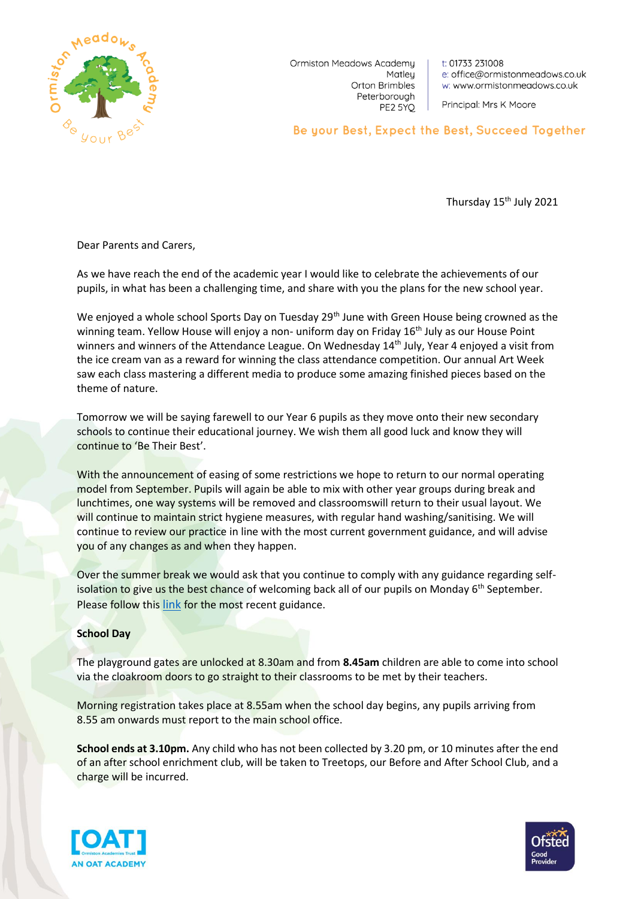Ormiston Meadows Academy
Matley
Orton Brimbles
Peterborough
PE2 5YQ

t: 01733 231008
e: office@ormistonmeadows.co.uk
w: www.ormistonmeadows.co.uk

Principal: Mrs K Moore

**Be your Best, Expect the Best, Succeed Together**

Thursday 15th July 2021

Dear Parents and Carers,

As we have reach the end of the academic year I would like to celebrate the achievements of our pupils, in what has been a challenging time, and share with you the plans for the new school year.

We enjoyed a whole school Sports Day on Tuesday 29th June with Green House being crowned as the winning team. Yellow House will enjoy a non- uniform day on Friday 16th July as our House Point winners and winners of the Attendance League. On Wednesday 14th July, Year 4 enjoyed a visit from the ice cream van as a reward for winning the class attendance competition. Our annual Art Week saw each class mastering a different media to produce some amazing finished pieces based on the theme of nature.

Tomorrow we will be saying farewell to our Year 6 pupils as they move onto their new secondary schools to continue their educational journey. We wish them all good luck and know they will continue to 'Be Their Best'.

With the announcement of easing of some restrictions we hope to return to our normal operating model from September. Pupils will again be able to mix with other year groups during break and lunchtimes, one way systems will be removed and classroomswill return to their usual layout. We will continue to maintain strict hygiene measures, with regular hand washing/sanitising. We will continue to review our practice in line with the most current government guidance, and will advise you of any changes as and when they happen.

Over the summer break we would ask that you continue to comply with any guidance regarding self-isolation to give us the best chance of welcoming back all of our pupils on Monday 6th September. Please follow this link for the most recent guidance.

**School Day**

The playground gates are unlocked at 8.30am and from **8.45am** children are able to come into school via the cloakroom doors to go straight to their classrooms to be met by their teachers.

Morning registration takes place at 8.55am when the school day begins, any pupils arriving from 8.55 am onwards must report to the main school office.

**School ends at 3.10pm.** Any child who has not been collected by 3.20 pm, or 10 minutes after the end of an after school enrichment club, will be taken to Treetops, our Before and After School Club, and a charge will be incurred.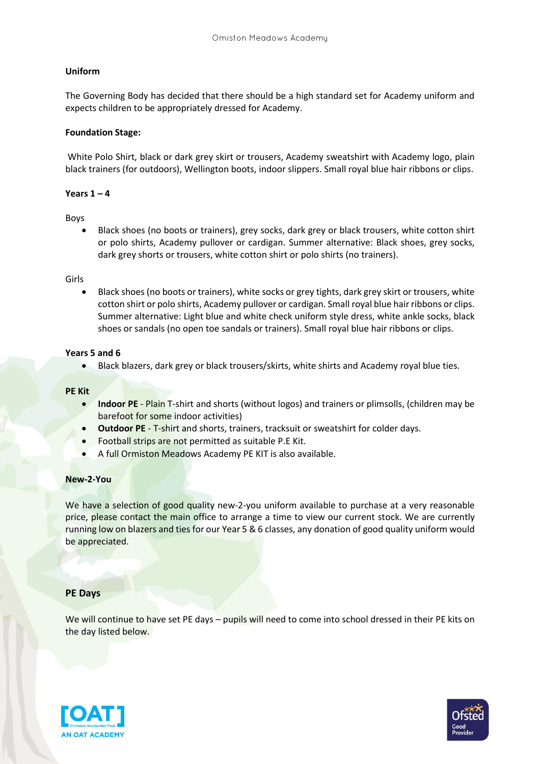## Uniform

The Governing Body has decided that there should be a high standard set for Academy uniform and expects children to be appropriately dressed for Academy.

### Foundation Stage:

White Polo Shirt, black or dark grey skirt or trousers, Academy sweatshirt with Academy logo, plain black trainers (for outdoors), Wellington boots, indoor slippers. Small royal blue hair ribbons or clips.

### Years 1 – 4

Boys

- Black shoes (no boots or trainers), grey socks, dark grey or black trousers, white cotton shirt or polo shirts, Academy pullover or cardigan. Summer alternative: Black shoes, grey socks, dark grey shorts or trousers, white cotton shirt or polo shirts (no trainers).

Girls

- Black shoes (no boots or trainers), white socks or grey tights, dark grey skirt or trousers, white cotton shirt or polo shirts, Academy pullover or cardigan. Small royal blue hair ribbons or clips. Summer alternative: Light blue and white check uniform style dress, white ankle socks, black shoes or sandals (no open toe sandals or trainers). Small royal blue hair ribbons or clips.

### Years 5 and 6

- Black blazers, dark grey or black trousers/skirts, white shirts and Academy royal blue ties.

### PE Kit

- **Indoor PE** - Plain T-shirt and shorts (without logos) and trainers or plimsolls, (children may be barefoot for some indoor activities)
- **Outdoor PE** - T-shirt and shorts, trainers, tracksuit or sweatshirt for colder days.
- Football strips are not permitted as suitable P.E Kit.
- A full Ormiston Meadows Academy PE KIT is also available.

### New-2-You

We have a selection of good quality new-2-you uniform available to purchase at a very reasonable price, please contact the main office to arrange a time to view our current stock. We are currently running low on blazers and ties for our Year 5 & 6 classes, any donation of good quality uniform would be appreciated.

## PE Days

We will continue to have set PE days – pupils will need to come into school dressed in their PE kits on the day listed below.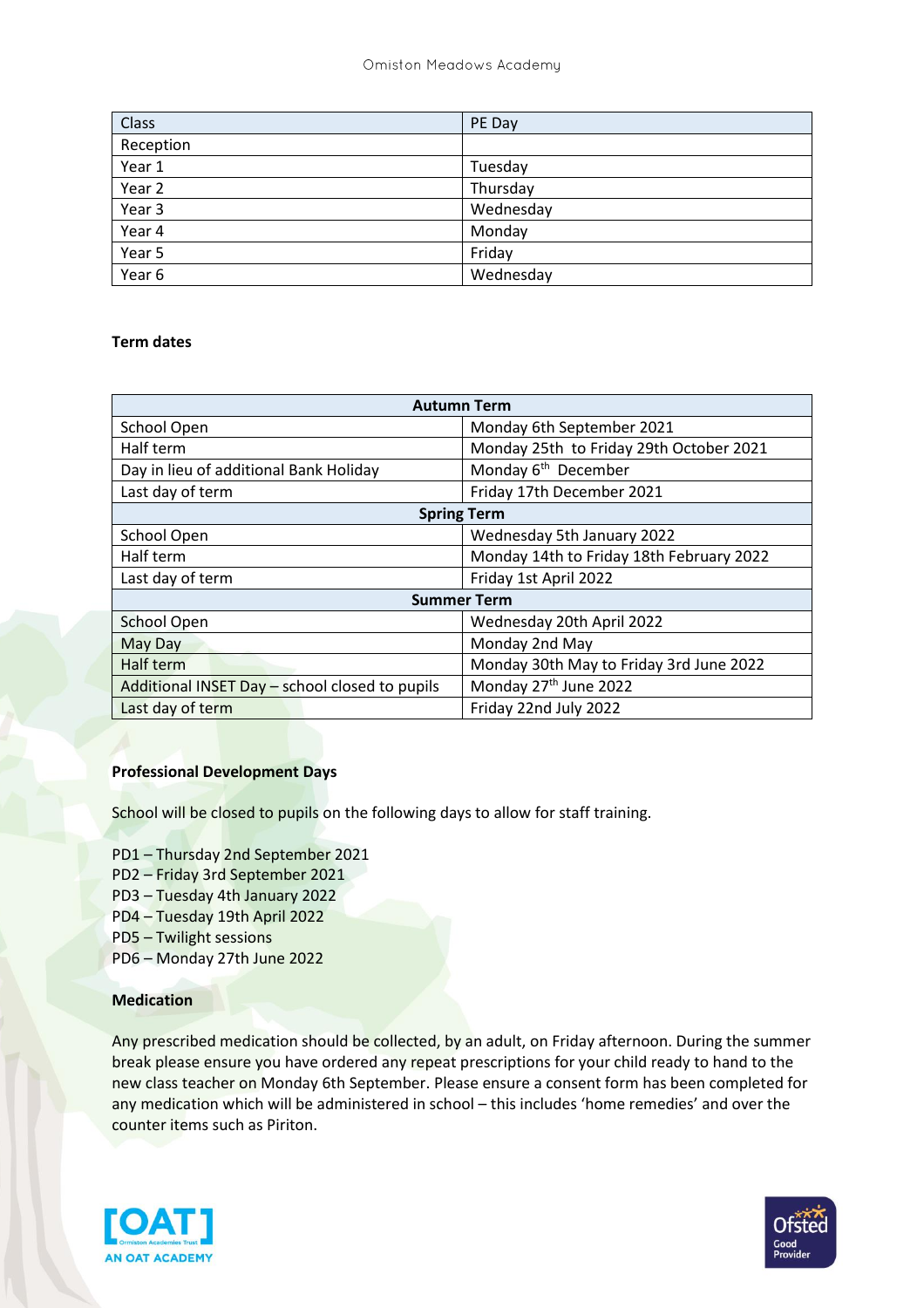| Class | PE Day |
|---|---|
| Reception | |
| Year 1 | Tuesday |
| Year 2 | Thursday |
| Year 3 | Wednesday |
| Year 4 | Monday |
| Year 5 | Friday |
| Year 6 | Wednesday |

**Term dates**

| Autumn Term | |
|---|---|
| School Open | Monday 6th September 2021 |
| Half term | Monday 25th to Friday 29th October 2021 |
| Day in lieu of additional Bank Holiday | Monday 6th December |
| Last day of term | Friday 17th December 2021 |
| **Spring Term** | |
| School Open | Wednesday 5th January 2022 |
| Half term | Monday 14th to Friday 18th February 2022 |
| Last day of term | Friday 1st April 2022 |
| **Summer Term** | |
| School Open | Wednesday 20th April 2022 |
| May Day | Monday 2nd May |
| Half term | Monday 30th May to Friday 3rd June 2022 |
| Additional INSET Day – school closed to pupils | Monday 27th June 2022 |
| Last day of term | Friday 22nd July 2022 |

**Professional Development Days**

School will be closed to pupils on the following days to allow for staff training.

PD1 – Thursday 2nd September 2021
PD2 – Friday 3rd September 2021
PD3 – Tuesday 4th January 2022
PD4 – Tuesday 19th April 2022
PD5 – Twilight sessions
PD6 – Monday 27th June 2022

**Medication**

Any prescribed medication should be collected, by an adult, on Friday afternoon. During the summer break please ensure you have ordered any repeat prescriptions for your child ready to hand to the new class teacher on Monday 6th September. Please ensure a consent form has been completed for any medication which will be administered in school – this includes 'home remedies' and over the counter items such as Piriton.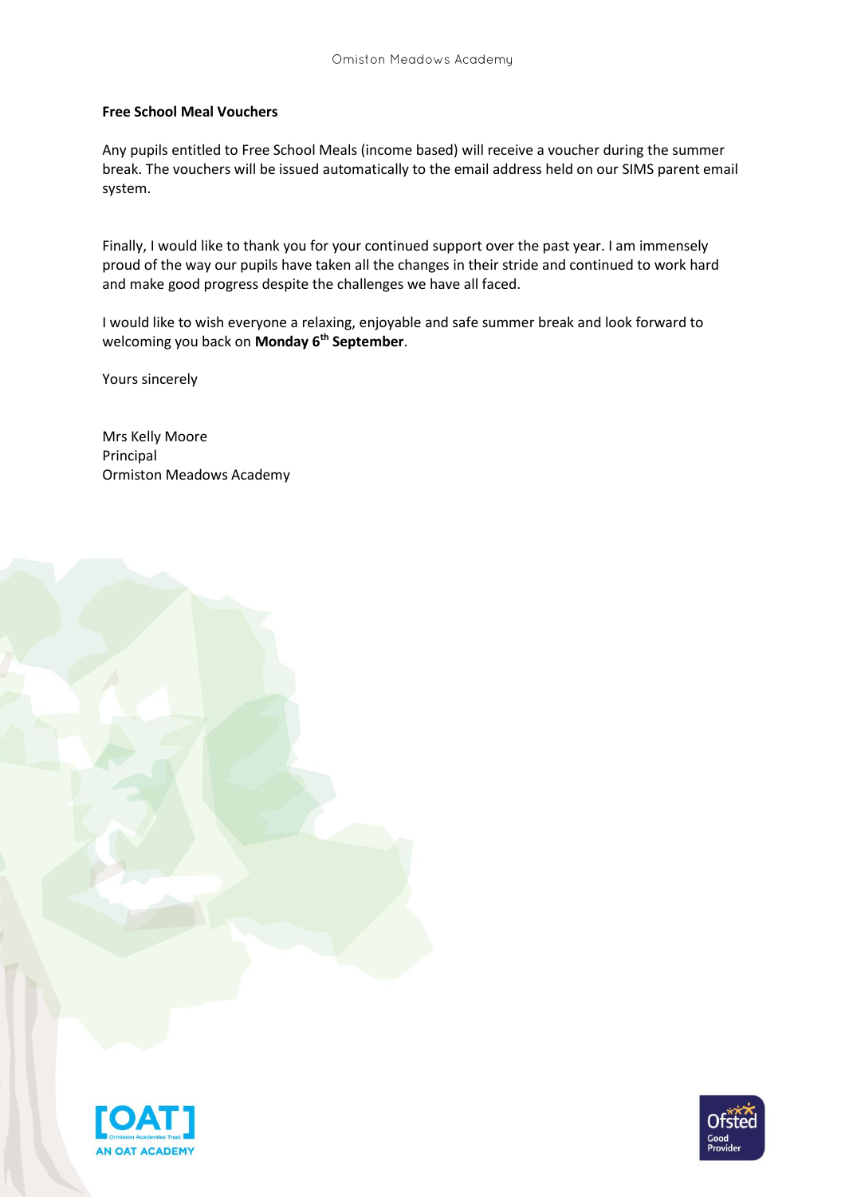**Free School Meal Vouchers**

Any pupils entitled to Free School Meals (income based) will receive a voucher during the summer break. The vouchers will be issued automatically to the email address held on our SIMS parent email system.

Finally, I would like to thank you for your continued support over the past year. I am immensely proud of the way our pupils have taken all the changes in their stride and continued to work hard and make good progress despite the challenges we have all faced.

I would like to wish everyone a relaxing, enjoyable and safe summer break and look forward to welcoming you back on **Monday 6th September**.

Yours sincerely

Mrs Kelly Moore
Principal
Ormiston Meadows Academy